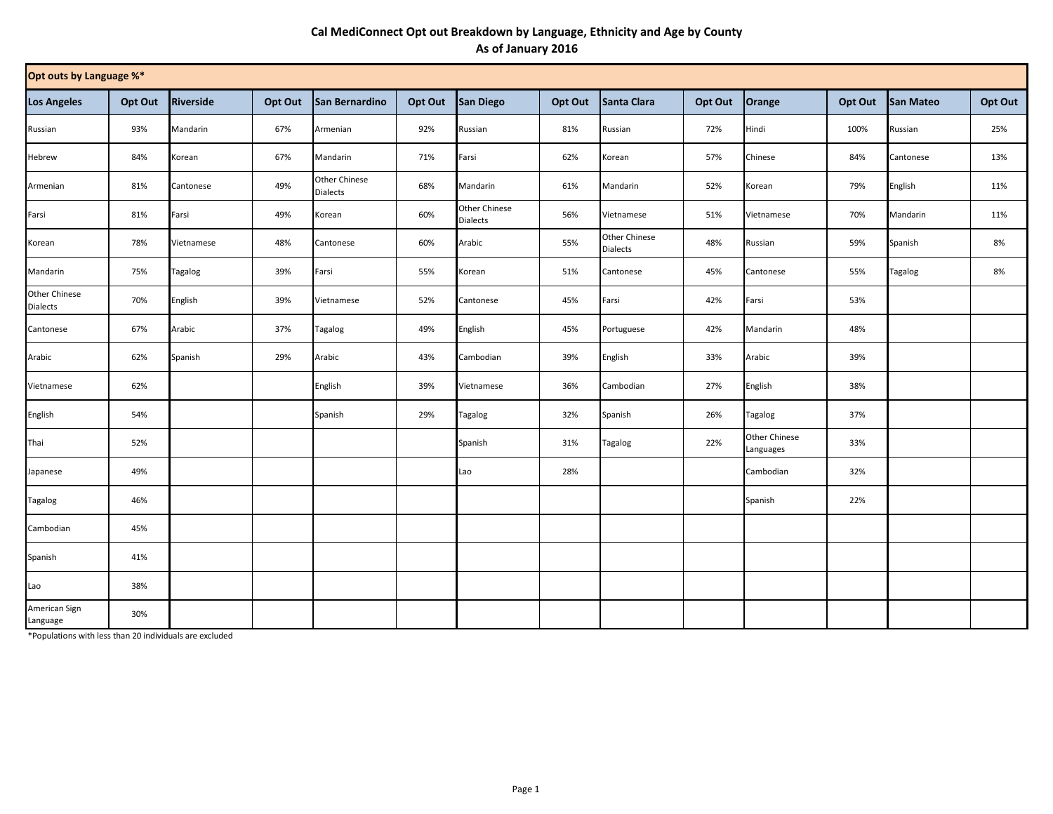# Cal MediConnect Opt out Breakdown by Language, Ethnicity and Age by County
## As of January 2016

**Opt outs by Language %***

| Los Angeles | Opt Out | Riverside | Opt Out | San Bernardino | Opt Out | San Diego | Opt Out | Santa Clara | Opt Out | Orange | Opt Out | San Mateo | Opt Out |
|---|---|---|---|---|---|---|---|---|---|---|---|---|---|
| Russian | 93% | Mandarin | 67% | Armenian | 92% | Russian | 81% | Russian | 72% | Hindi | 100% | Russian | 25% |
| Hebrew | 84% | Korean | 67% | Mandarin | 71% | Farsi | 62% | Korean | 57% | Chinese | 84% | Cantonese | 13% |
| Armenian | 81% | Cantonese | 49% | Other Chinese Dialects | 68% | Mandarin | 61% | Mandarin | 52% | Korean | 79% | English | 11% |
| Farsi | 81% | Farsi | 49% | Korean | 60% | Other Chinese Dialects | 56% | Vietnamese | 51% | Vietnamese | 70% | Mandarin | 11% |
| Korean | 78% | Vietnamese | 48% | Cantonese | 60% | Arabic | 55% | Other Chinese Dialects | 48% | Russian | 59% | Spanish | 8% |
| Mandarin | 75% | Tagalog | 39% | Farsi | 55% | Korean | 51% | Cantonese | 45% | Cantonese | 55% | Tagalog | 8% |
| Other Chinese Dialects | 70% | English | 39% | Vietnamese | 52% | Cantonese | 45% | Farsi | 42% | Farsi | 53% | | |
| Cantonese | 67% | Arabic | 37% | Tagalog | 49% | English | 45% | Portuguese | 42% | Mandarin | 48% | | |
| Arabic | 62% | Spanish | 29% | Arabic | 43% | Cambodian | 39% | English | 33% | Arabic | 39% | | |
| Vietnamese | 62% | | | English | 39% | Vietnamese | 36% | Cambodian | 27% | English | 38% | | |
| English | 54% | | | Spanish | 29% | Tagalog | 32% | Spanish | 26% | Tagalog | 37% | | |
| Thai | 52% | | | | | Spanish | 31% | Tagalog | 22% | Other Chinese Languages | 33% | | |
| Japanese | 49% | | | | | Lao | 28% | | | Cambodian | 32% | | |
| Tagalog | 46% | | | | | | | | | Spanish | 22% | | |
| Cambodian | 45% | | | | | | | | | | | | |
| Spanish | 41% | | | | | | | | | | | | |
| Lao | 38% | | | | | | | | | | | | |
| American Sign Language | 30% | | | | | | | | | | | | |

*Populations with less than 20 individuals are excluded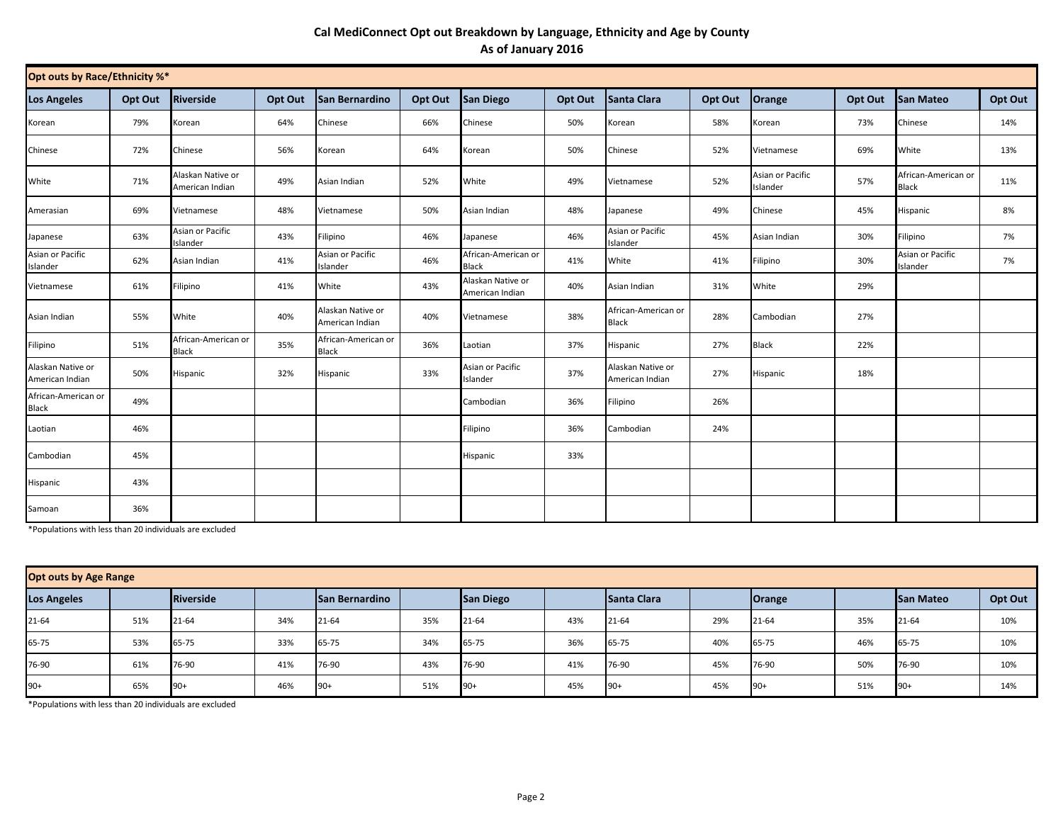## Cal MediConnect Opt out Breakdown by Language, Ethnicity and Age by County
## As of January 2016

| Opt outs by Race/Ethnicity %* | | | | | | | | | | | | | |
|---|---|---|---|---|---|---|---|---|---|---|---|---|---|
| **Los Angeles** | **Opt Out** | **Riverside** | **Opt Out** | **San Bernardino** | **Opt Out** | **San Diego** | **Opt Out** | **Santa Clara** | **Opt Out** | **Orange** | **Opt Out** | **San Mateo** | **Opt Out** |
| Korean | 79% | Korean | 64% | Chinese | 66% | Chinese | 50% | Korean | 58% | Korean | 73% | Chinese | 14% |
| Chinese | 72% | Chinese | 56% | Korean | 64% | Korean | 50% | Chinese | 52% | Vietnamese | 69% | White | 13% |
| White | 71% | Alaskan Native or American Indian | 49% | Asian Indian | 52% | White | 49% | Vietnamese | 52% | Asian or Pacific Islander | 57% | African-American or Black | 11% |
| Amerasian | 69% | Vietnamese | 48% | Vietnamese | 50% | Asian Indian | 48% | Japanese | 49% | Chinese | 45% | Hispanic | 8% |
| Japanese | 63% | Asian or Pacific Islander | 43% | Filipino | 46% | Japanese | 46% | Asian or Pacific Islander | 45% | Asian Indian | 30% | Filipino | 7% |
| Asian or Pacific Islander | 62% | Asian Indian | 41% | Asian or Pacific Islander | 46% | African-American or Black | 41% | White | 41% | Filipino | 30% | Asian or Pacific Islander | 7% |
| Vietnamese | 61% | Filipino | 41% | White | 43% | Alaskan Native or American Indian | 40% | Asian Indian | 31% | White | 29% | | |
| Asian Indian | 55% | White | 40% | Alaskan Native or American Indian | 40% | Vietnamese | 38% | African-American or Black | 28% | Cambodian | 27% | | |
| Filipino | 51% | African-American or Black | 35% | African-American or Black | 36% | Laotian | 37% | Hispanic | 27% | Black | 22% | | |
| Alaskan Native or American Indian | 50% | Hispanic | 32% | Hispanic | 33% | Asian or Pacific Islander | 37% | Alaskan Native or American Indian | 27% | Hispanic | 18% | | |
| African-American or Black | 49% | | | | | Cambodian | 36% | Filipino | 26% | | | | |
| Laotian | 46% | | | | | Filipino | 36% | Cambodian | 24% | | | | |
| Cambodian | 45% | | | | | Hispanic | 33% | | | | | | |
| Hispanic | 43% | | | | | | | | | | | | |
| Samoan | 36% | | | | | | | | | | | | |

*Populations with less than 20 individuals are excluded

| Opt outs by Age Range | | | | | | | | | | | | | |
|---|---|---|---|---|---|---|---|---|---|---|---|---|---|
| **Los Angeles** | | **Riverside** | | **San Bernardino** | | **San Diego** | | **Santa Clara** | | **Orange** | | **San Mateo** | **Opt Out** |
| 21-64 | 51% | 21-64 | 34% | 21-64 | 35% | 21-64 | 43% | 21-64 | 29% | 21-64 | 35% | 21-64 | 10% |
| 65-75 | 53% | 65-75 | 33% | 65-75 | 34% | 65-75 | 36% | 65-75 | 40% | 65-75 | 46% | 65-75 | 10% |
| 76-90 | 61% | 76-90 | 41% | 76-90 | 43% | 76-90 | 41% | 76-90 | 45% | 76-90 | 50% | 76-90 | 10% |
| 90+ | 65% | 90+ | 46% | 90+ | 51% | 90+ | 45% | 90+ | 45% | 90+ | 51% | 90+ | 14% |

*Populations with less than 20 individuals are excluded